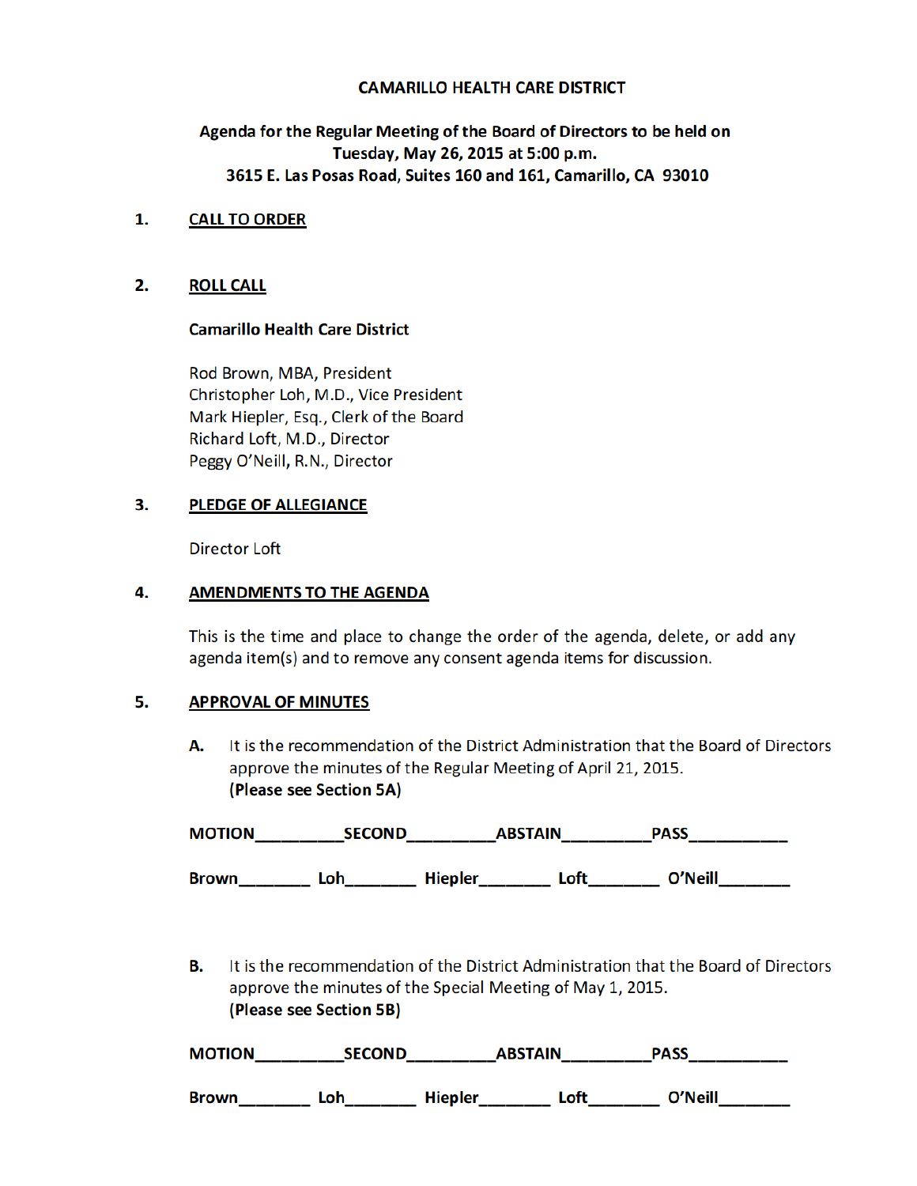**CAMARILLO HEALTH CARE DISTRICT**

**Agenda for the Regular Meeting of the Board of Directors to be held on**
**Tuesday, May 26, 2015 at 5:00 p.m.**
**3615 E. Las Posas Road, Suites 160 and 161, Camarillo, CA 93010**

**1.** **CALL TO ORDER**

**2.** **ROLL CALL**

**Camarillo Health Care District**

Rod Brown, MBA, President
Christopher Loh, M.D., Vice President
Mark Hiepler, Esq., Clerk of the Board
Richard Loft, M.D., Director
Peggy O'Neill, R.N., Director

**3.** **PLEDGE OF ALLEGIANCE**

Director Loft

**4.** **AMENDMENTS TO THE AGENDA**

This is the time and place to change the order of the agenda, delete, or add any agenda item(s) and to remove any consent agenda items for discussion.

**5.** **APPROVAL OF MINUTES**

**A.** It is the recommendation of the District Administration that the Board of Directors approve the minutes of the Regular Meeting of April 21, 2015.
**(Please see Section 5A)**

**MOTION**__________**SECOND**__________**ABSTAIN**__________**PASS**__________

**Brown**________ **Loh**________ **Hiepler**________ **Loft**________ **O'Neill**________

**B.** It is the recommendation of the District Administration that the Board of Directors approve the minutes of the Special Meeting of May 1, 2015.
**(Please see Section 5B)**

**MOTION**__________**SECOND**__________**ABSTAIN**__________**PASS**__________

**Brown**________ **Loh**________ **Hiepler**________ **Loft**________ **O'Neill**________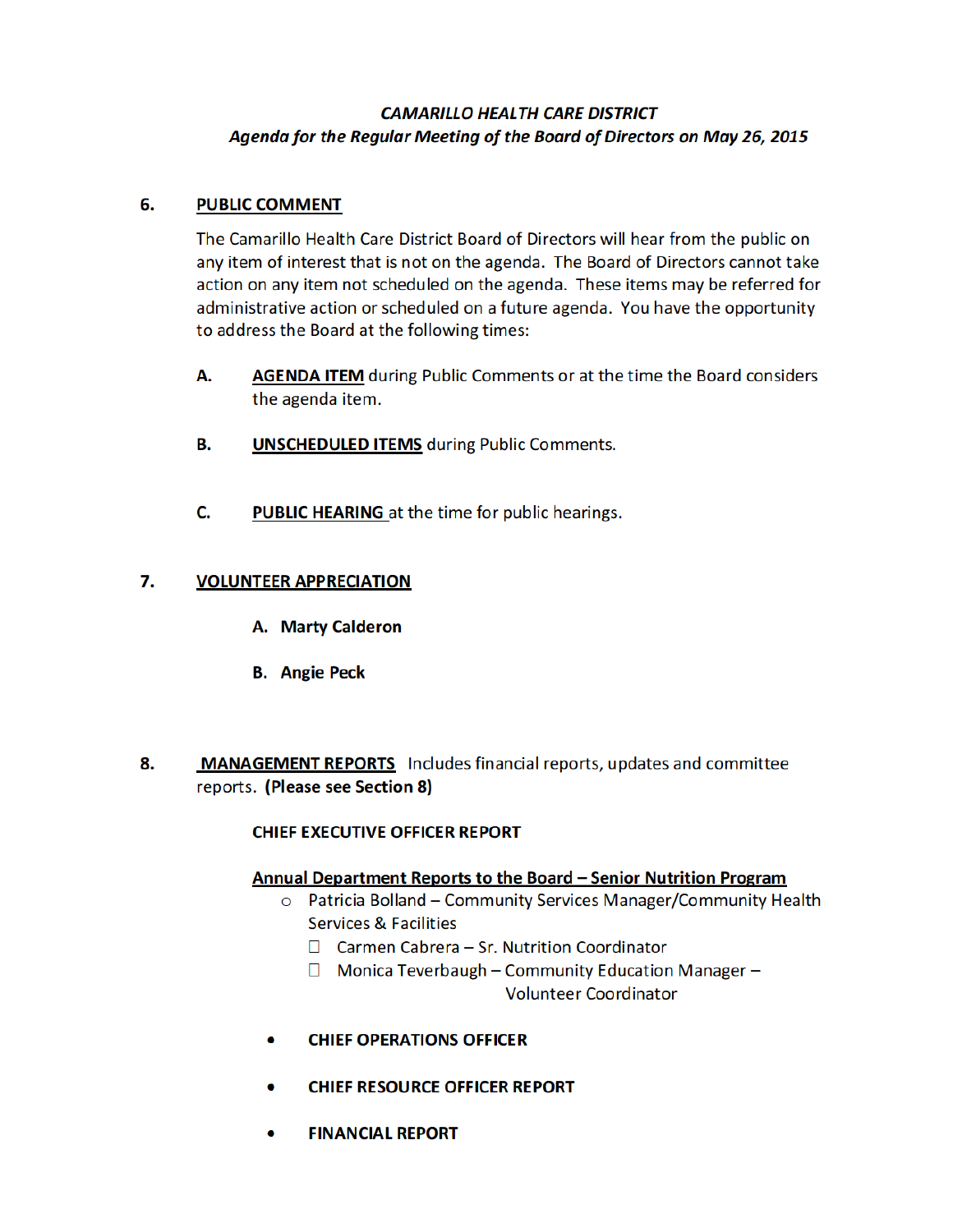***CAMARILLO HEALTH CARE DISTRICT***
***Agenda for the Regular Meeting of the Board of Directors on May 26, 2015***

## 6. PUBLIC COMMENT

The Camarillo Health Care District Board of Directors will hear from the public on any item of interest that is not on the agenda. The Board of Directors cannot take action on any item not scheduled on the agenda. These items may be referred for administrative action or scheduled on a future agenda. You have the opportunity to address the Board at the following times:

**A.** **AGENDA ITEM** during Public Comments or at the time the Board considers the agenda item.

**B.** **UNSCHEDULED ITEMS** during Public Comments.

**C.** **PUBLIC HEARING** at the time for public hearings.

## 7. VOLUNTEER APPRECIATION

**A. Marty Calderon**

**B. Angie Peck**

## 8. MANAGEMENT REPORTS

Includes financial reports, updates and committee reports. **(Please see Section 8)**

**CHIEF EXECUTIVE OFFICER REPORT**

**Annual Department Reports to the Board – Senior Nutrition Program**

- Patricia Bolland – Community Services Manager/Community Health Services & Facilities
  - Carmen Cabrera – Sr. Nutrition Coordinator
  - Monica Teverbaugh – Community Education Manager – Volunteer Coordinator

- **CHIEF OPERATIONS OFFICER**
- **CHIEF RESOURCE OFFICER REPORT**
- **FINANCIAL REPORT**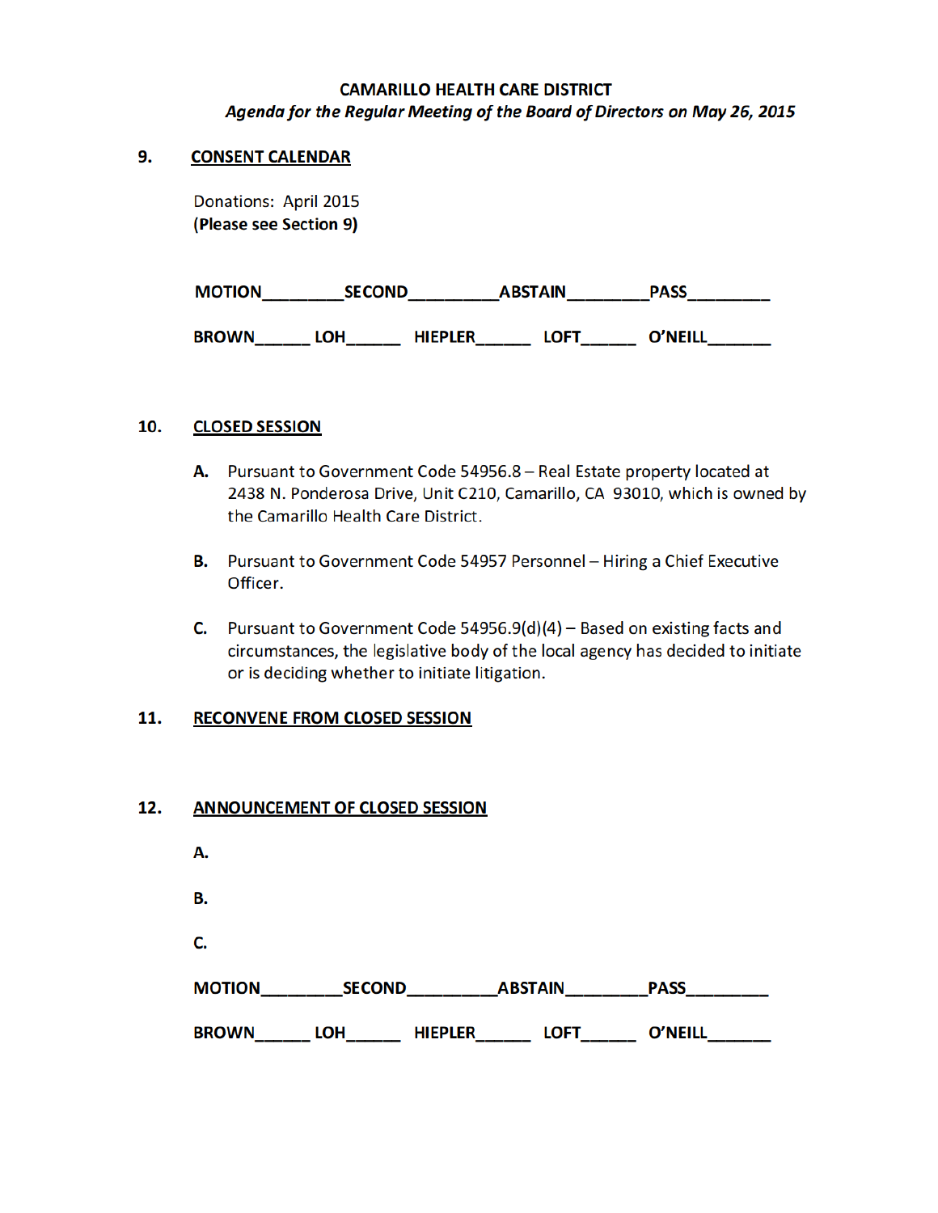**CAMARILLO HEALTH CARE DISTRICT**

***Agenda for the Regular Meeting of the Board of Directors on May 26, 2015***

## 9. CONSENT CALENDAR

Donations: April 2015
**(Please see Section 9)**

**MOTION________SECOND_________ABSTAIN________PASS_________**

**BROWN______ LOH______ HIEPLER______ LOFT______ O'NEILL_______**

## 10. CLOSED SESSION

**A.** Pursuant to Government Code 54956.8 – Real Estate property located at 2438 N. Ponderosa Drive, Unit C210, Camarillo, CA 93010, which is owned by the Camarillo Health Care District.

**B.** Pursuant to Government Code 54957 Personnel – Hiring a Chief Executive Officer.

**C.** Pursuant to Government Code 54956.9(d)(4) – Based on existing facts and circumstances, the legislative body of the local agency has decided to initiate or is deciding whether to initiate litigation.

## 11. RECONVENE FROM CLOSED SESSION

## 12. ANNOUNCEMENT OF CLOSED SESSION

**A.**

**B.**

**C.**

**MOTION________SECOND_________ABSTAIN________PASS_________**

**BROWN______ LOH______ HIEPLER______ LOFT______ O'NEILL_______**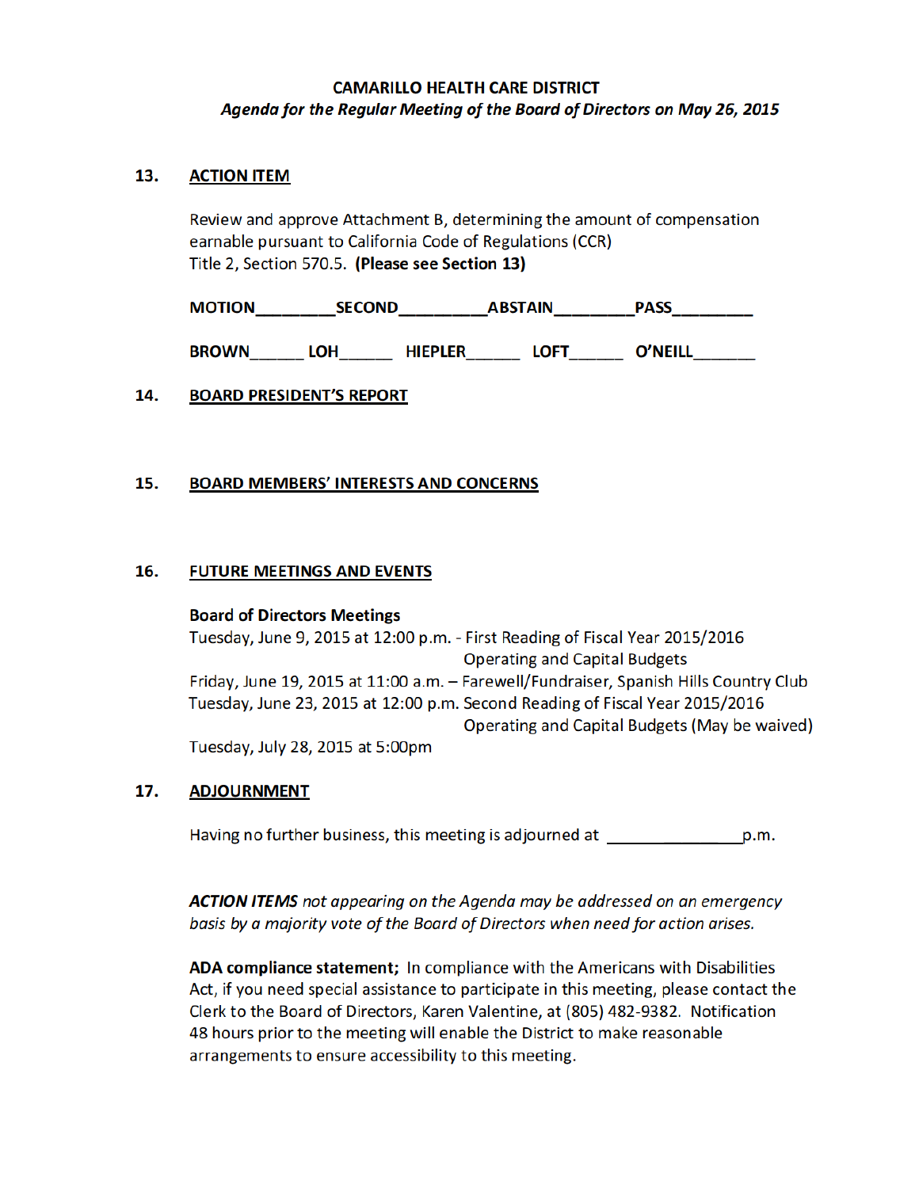**CAMARILLO HEALTH CARE DISTRICT**

***Agenda for the Regular Meeting of the Board of Directors on May 26, 2015***

**13. ACTION ITEM**

Review and approve Attachment B, determining the amount of compensation earnable pursuant to California Code of Regulations (CCR) Title 2, Section 570.5. **(Please see Section 13)**

**MOTION**________ **SECOND**_________ **ABSTAIN**________ **PASS**_________

**BROWN**______ **LOH**______ **HIEPLER**______ **LOFT**______ **O'NEILL**_______

**14. BOARD PRESIDENT'S REPORT**

**15. BOARD MEMBERS' INTERESTS AND CONCERNS**

**16. FUTURE MEETINGS AND EVENTS**

**Board of Directors Meetings**

Tuesday, June 9, 2015 at 12:00 p.m. - First Reading of Fiscal Year 2015/2016 Operating and Capital Budgets

Friday, June 19, 2015 at 11:00 a.m. – Farewell/Fundraiser, Spanish Hills Country Club

Tuesday, June 23, 2015 at 12:00 p.m. Second Reading of Fiscal Year 2015/2016 Operating and Capital Budgets (May be waived)

Tuesday, July 28, 2015 at 5:00pm

**17. ADJOURNMENT**

Having no further business, this meeting is adjourned at _______________p.m.

***ACTION ITEMS*** *not appearing on the Agenda may be addressed on an emergency basis by a majority vote of the Board of Directors when need for action arises.*

**ADA compliance statement;** In compliance with the Americans with Disabilities Act, if you need special assistance to participate in this meeting, please contact the Clerk to the Board of Directors, Karen Valentine, at (805) 482-9382. Notification 48 hours prior to the meeting will enable the District to make reasonable arrangements to ensure accessibility to this meeting.